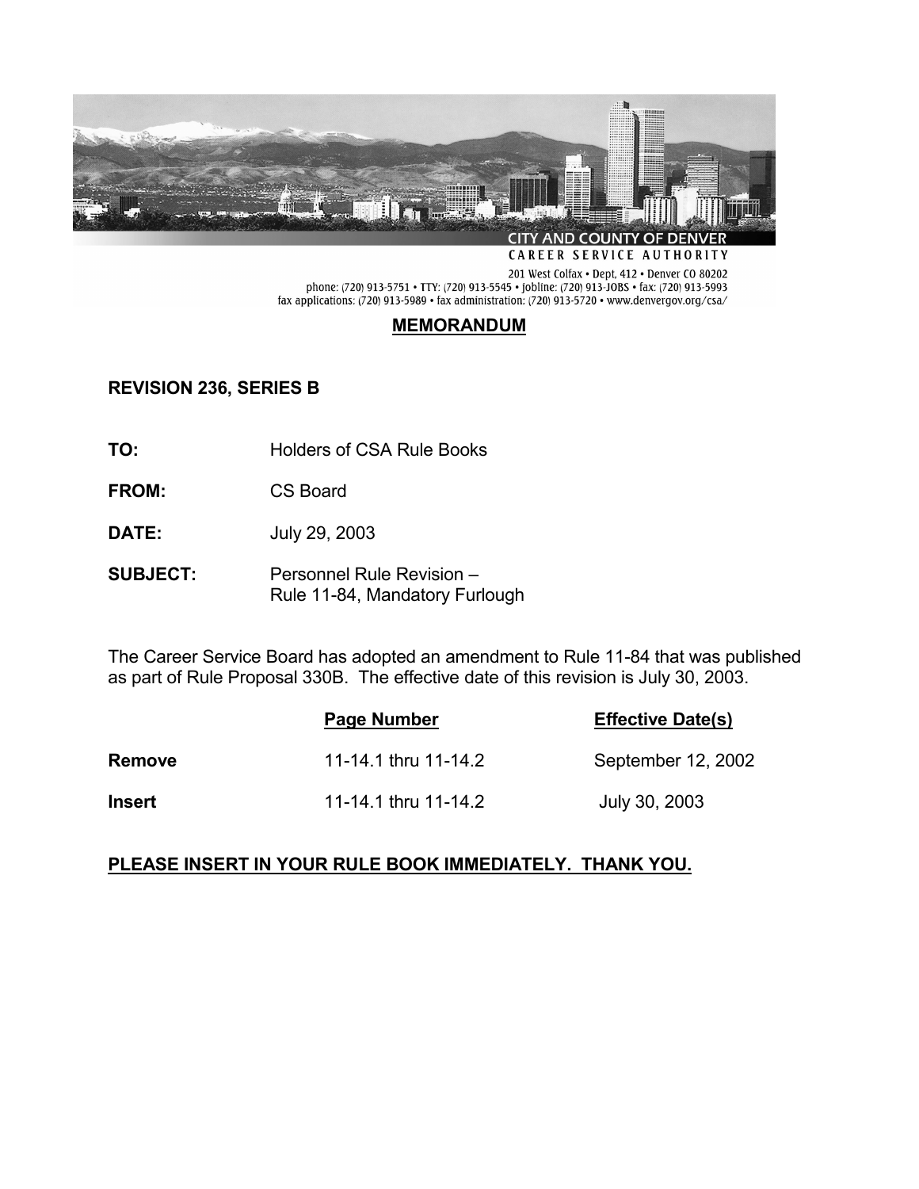CITY AND COUNTY OF DENVER
CAREER SERVICE AUTHORITY

201 West Colfax • Dept. 412 • Denver CO 80202
phone: (720) 913-5751 • TTY: (720) 913-5545 • jobline: (720) 913-JOBS • fax: (720) 913-5993
fax applications: (720) 913-5989 • fax administration: (720) 913-5720 • www.denvergov.org/csa/

# MEMORANDUM

**REVISION 236, SERIES B**

**TO:** Holders of CSA Rule Books

**FROM:** CS Board

**DATE:** July 29, 2003

**SUBJECT:** Personnel Rule Revision – Rule 11-84, Mandatory Furlough

The Career Service Board has adopted an amendment to Rule 11-84 that was published as part of Rule Proposal 330B. The effective date of this revision is July 30, 2003.

| | Page Number | Effective Date(s) |
|---|---|---|
| **Remove** | 11-14.1 thru 11-14.2 | September 12, 2002 |
| **Insert** | 11-14.1 thru 11-14.2 | July 30, 2003 |

**PLEASE INSERT IN YOUR RULE BOOK IMMEDIATELY. THANK YOU.**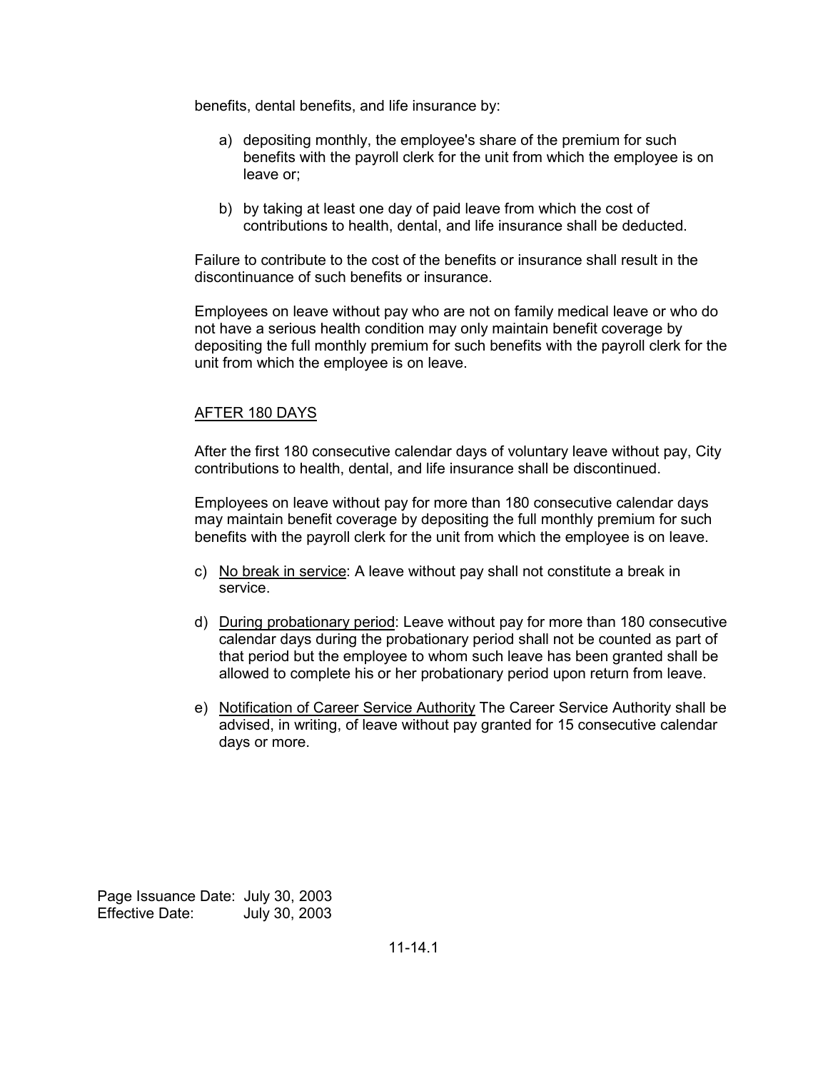benefits, dental benefits, and life insurance by:

a) depositing monthly, the employee's share of the premium for such benefits with the payroll clerk for the unit from which the employee is on leave or;

b) by taking at least one day of paid leave from which the cost of contributions to health, dental, and life insurance shall be deducted.

Failure to contribute to the cost of the benefits or insurance shall result in the discontinuance of such benefits or insurance.

Employees on leave without pay who are not on family medical leave or who do not have a serious health condition may only maintain benefit coverage by depositing the full monthly premium for such benefits with the payroll clerk for the unit from which the employee is on leave.

<u>AFTER 180 DAYS</u>

After the first 180 consecutive calendar days of voluntary leave without pay, City contributions to health, dental, and life insurance shall be discontinued.

Employees on leave without pay for more than 180 consecutive calendar days may maintain benefit coverage by depositing the full monthly premium for such benefits with the payroll clerk for the unit from which the employee is on leave.

c) <u>No break in service</u>: A leave without pay shall not constitute a break in service.

d) <u>During probationary period</u>: Leave without pay for more than 180 consecutive calendar days during the probationary period shall not be counted as part of that period but the employee to whom such leave has been granted shall be allowed to complete his or her probationary period upon return from leave.

e) <u>Notification of Career Service Authority</u> The Career Service Authority shall be advised, in writing, of leave without pay granted for 15 consecutive calendar days or more.

Page Issuance Date: July 30, 2003
Effective Date: July 30, 2003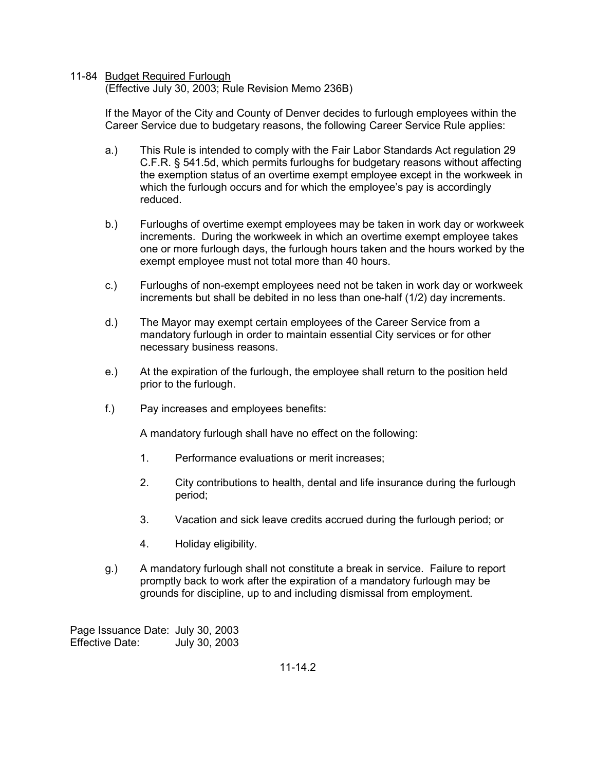## 11-84 Budget Required Furlough

(Effective July 30, 2003; Rule Revision Memo 236B)

If the Mayor of the City and County of Denver decides to furlough employees within the Career Service due to budgetary reasons, the following Career Service Rule applies:

a.) This Rule is intended to comply with the Fair Labor Standards Act regulation 29 C.F.R. § 541.5d, which permits furloughs for budgetary reasons without affecting the exemption status of an overtime exempt employee except in the workweek in which the furlough occurs and for which the employee's pay is accordingly reduced.

b.) Furloughs of overtime exempt employees may be taken in work day or workweek increments. During the workweek in which an overtime exempt employee takes one or more furlough days, the furlough hours taken and the hours worked by the exempt employee must not total more than 40 hours.

c.) Furloughs of non-exempt employees need not be taken in work day or workweek increments but shall be debited in no less than one-half (1/2) day increments.

d.) The Mayor may exempt certain employees of the Career Service from a mandatory furlough in order to maintain essential City services or for other necessary business reasons.

e.) At the expiration of the furlough, the employee shall return to the position held prior to the furlough.

f.) Pay increases and employees benefits:

A mandatory furlough shall have no effect on the following:

1. Performance evaluations or merit increases;

2. City contributions to health, dental and life insurance during the furlough period;

3. Vacation and sick leave credits accrued during the furlough period; or

4. Holiday eligibility.

g.) A mandatory furlough shall not constitute a break in service. Failure to report promptly back to work after the expiration of a mandatory furlough may be grounds for discipline, up to and including dismissal from employment.

Page Issuance Date: July 30, 2003
Effective Date: July 30, 2003